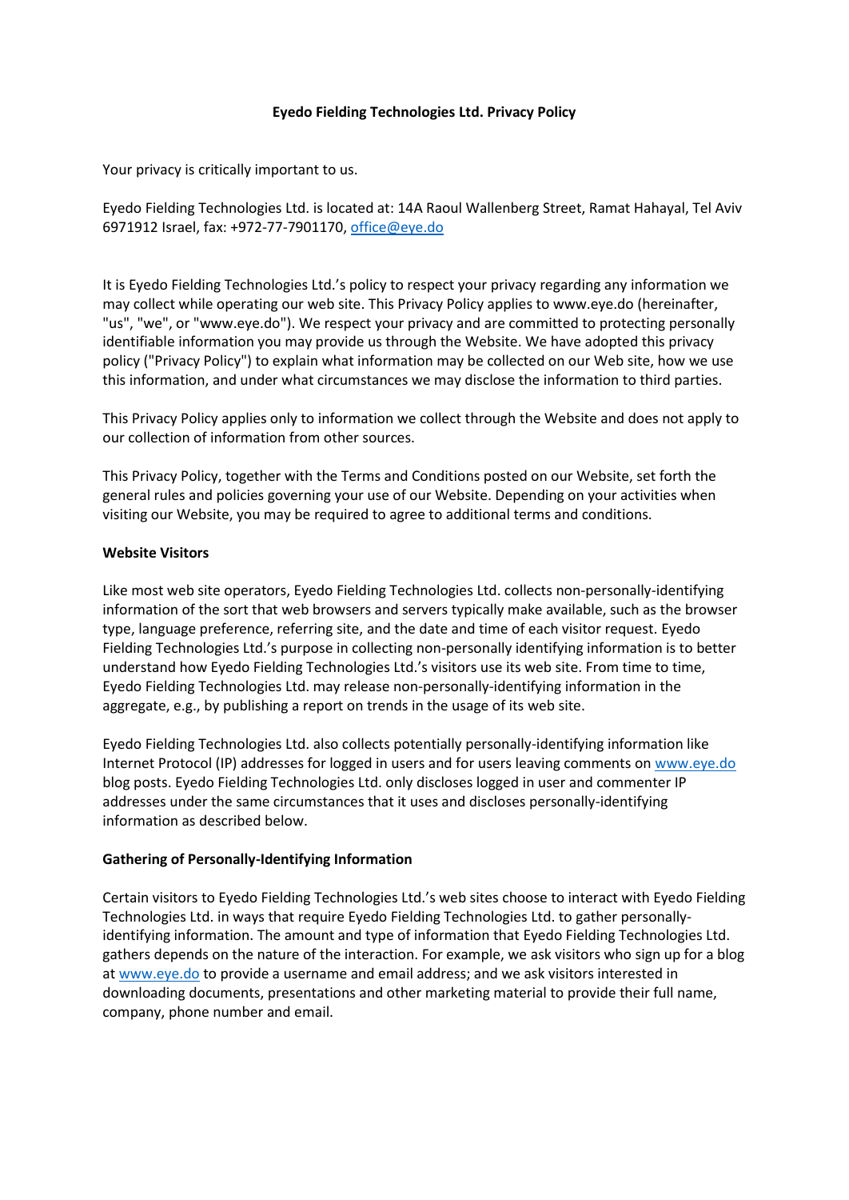# Eyedo Fielding Technologies Ltd. Privacy Policy

Your privacy is critically important to us.

Eyedo Fielding Technologies Ltd. is located at: 14A Raoul Wallenberg Street, Ramat Hahayal, Tel Aviv 6971912 Israel, fax: +972-77-7901170, office@eye.do

It is Eyedo Fielding Technologies Ltd.'s policy to respect your privacy regarding any information we may collect while operating our web site. This Privacy Policy applies to www.eye.do (hereinafter, "us", "we", or "www.eye.do"). We respect your privacy and are committed to protecting personally identifiable information you may provide us through the Website. We have adopted this privacy policy ("Privacy Policy") to explain what information may be collected on our Web site, how we use this information, and under what circumstances we may disclose the information to third parties.

This Privacy Policy applies only to information we collect through the Website and does not apply to our collection of information from other sources.

This Privacy Policy, together with the Terms and Conditions posted on our Website, set forth the general rules and policies governing your use of our Website. Depending on your activities when visiting our Website, you may be required to agree to additional terms and conditions.

**Website Visitors**

Like most web site operators, Eyedo Fielding Technologies Ltd. collects non-personally-identifying information of the sort that web browsers and servers typically make available, such as the browser type, language preference, referring site, and the date and time of each visitor request. Eyedo Fielding Technologies Ltd.'s purpose in collecting non-personally identifying information is to better understand how Eyedo Fielding Technologies Ltd.'s visitors use its web site. From time to time, Eyedo Fielding Technologies Ltd. may release non-personally-identifying information in the aggregate, e.g., by publishing a report on trends in the usage of its web site.

Eyedo Fielding Technologies Ltd. also collects potentially personally-identifying information like Internet Protocol (IP) addresses for logged in users and for users leaving comments on www.eye.do blog posts. Eyedo Fielding Technologies Ltd. only discloses logged in user and commenter IP addresses under the same circumstances that it uses and discloses personally-identifying information as described below.

**Gathering of Personally-Identifying Information**

Certain visitors to Eyedo Fielding Technologies Ltd.'s web sites choose to interact with Eyedo Fielding Technologies Ltd. in ways that require Eyedo Fielding Technologies Ltd. to gather personally-identifying information. The amount and type of information that Eyedo Fielding Technologies Ltd. gathers depends on the nature of the interaction. For example, we ask visitors who sign up for a blog at www.eye.do to provide a username and email address; and we ask visitors interested in downloading documents, presentations and other marketing material to provide their full name, company, phone number and email.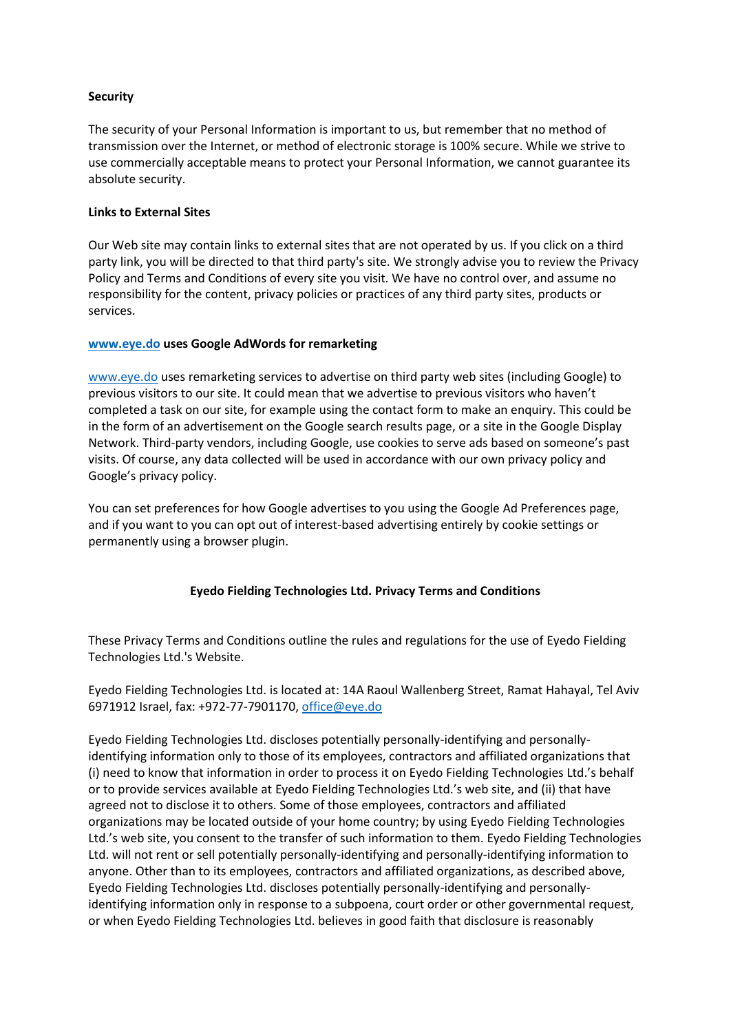**Security**

The security of your Personal Information is important to us, but remember that no method of transmission over the Internet, or method of electronic storage is 100% secure. While we strive to use commercially acceptable means to protect your Personal Information, we cannot guarantee its absolute security.

**Links to External Sites**

Our Web site may contain links to external sites that are not operated by us. If you click on a third party link, you will be directed to that third party's site. We strongly advise you to review the Privacy Policy and Terms and Conditions of every site you visit. We have no control over, and assume no responsibility for the content, privacy policies or practices of any third party sites, products or services.

**[www.eye.do](http://www.eye.do) uses Google AdWords for remarketing**

[www.eye.do](http://www.eye.do) uses remarketing services to advertise on third party web sites (including Google) to previous visitors to our site. It could mean that we advertise to previous visitors who haven't completed a task on our site, for example using the contact form to make an enquiry. This could be in the form of an advertisement on the Google search results page, or a site in the Google Display Network. Third-party vendors, including Google, use cookies to serve ads based on someone's past visits. Of course, any data collected will be used in accordance with our own privacy policy and Google's privacy policy.

You can set preferences for how Google advertises to you using the Google Ad Preferences page, and if you want to you can opt out of interest-based advertising entirely by cookie settings or permanently using a browser plugin.

**Eyedo Fielding Technologies Ltd. Privacy Terms and Conditions**

These Privacy Terms and Conditions outline the rules and regulations for the use of Eyedo Fielding Technologies Ltd.'s Website.

Eyedo Fielding Technologies Ltd. is located at: 14A Raoul Wallenberg Street, Ramat Hahayal, Tel Aviv 6971912 Israel, fax: +972-77-7901170, [office@eye.do](mailto:office@eye.do)

Eyedo Fielding Technologies Ltd. discloses potentially personally-identifying and personally-identifying information only to those of its employees, contractors and affiliated organizations that (i) need to know that information in order to process it on Eyedo Fielding Technologies Ltd.'s behalf or to provide services available at Eyedo Fielding Technologies Ltd.'s web site, and (ii) that have agreed not to disclose it to others. Some of those employees, contractors and affiliated organizations may be located outside of your home country; by using Eyedo Fielding Technologies Ltd.'s web site, you consent to the transfer of such information to them. Eyedo Fielding Technologies Ltd. will not rent or sell potentially personally-identifying and personally-identifying information to anyone. Other than to its employees, contractors and affiliated organizations, as described above, Eyedo Fielding Technologies Ltd. discloses potentially personally-identifying and personally-identifying information only in response to a subpoena, court order or other governmental request, or when Eyedo Fielding Technologies Ltd. believes in good faith that disclosure is reasonably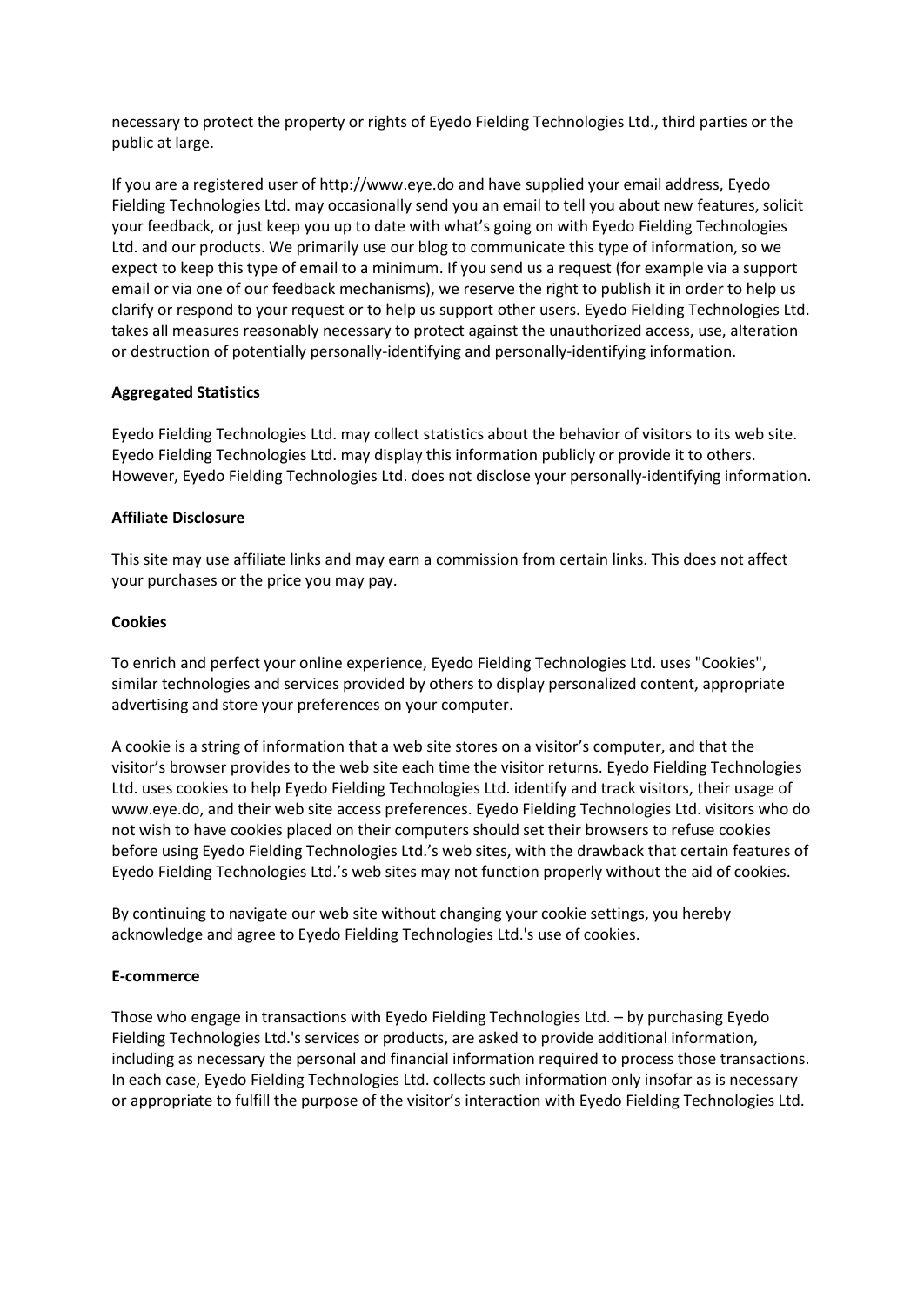necessary to protect the property or rights of Eyedo Fielding Technologies Ltd., third parties or the public at large.

If you are a registered user of http://www.eye.do and have supplied your email address, Eyedo Fielding Technologies Ltd. may occasionally send you an email to tell you about new features, solicit your feedback, or just keep you up to date with what's going on with Eyedo Fielding Technologies Ltd. and our products. We primarily use our blog to communicate this type of information, so we expect to keep this type of email to a minimum. If you send us a request (for example via a support email or via one of our feedback mechanisms), we reserve the right to publish it in order to help us clarify or respond to your request or to help us support other users. Eyedo Fielding Technologies Ltd. takes all measures reasonably necessary to protect against the unauthorized access, use, alteration or destruction of potentially personally-identifying and personally-identifying information.

**Aggregated Statistics**

Eyedo Fielding Technologies Ltd. may collect statistics about the behavior of visitors to its web site. Eyedo Fielding Technologies Ltd. may display this information publicly or provide it to others. However, Eyedo Fielding Technologies Ltd. does not disclose your personally-identifying information.

**Affiliate Disclosure**

This site may use affiliate links and may earn a commission from certain links. This does not affect your purchases or the price you may pay.

**Cookies**

To enrich and perfect your online experience, Eyedo Fielding Technologies Ltd. uses "Cookies", similar technologies and services provided by others to display personalized content, appropriate advertising and store your preferences on your computer.

A cookie is a string of information that a web site stores on a visitor's computer, and that the visitor's browser provides to the web site each time the visitor returns. Eyedo Fielding Technologies Ltd. uses cookies to help Eyedo Fielding Technologies Ltd. identify and track visitors, their usage of www.eye.do, and their web site access preferences. Eyedo Fielding Technologies Ltd. visitors who do not wish to have cookies placed on their computers should set their browsers to refuse cookies before using Eyedo Fielding Technologies Ltd.'s web sites, with the drawback that certain features of Eyedo Fielding Technologies Ltd.'s web sites may not function properly without the aid of cookies.

By continuing to navigate our web site without changing your cookie settings, you hereby acknowledge and agree to Eyedo Fielding Technologies Ltd.'s use of cookies.

**E-commerce**

Those who engage in transactions with Eyedo Fielding Technologies Ltd. – by purchasing Eyedo Fielding Technologies Ltd.'s services or products, are asked to provide additional information, including as necessary the personal and financial information required to process those transactions. In each case, Eyedo Fielding Technologies Ltd. collects such information only insofar as is necessary or appropriate to fulfill the purpose of the visitor's interaction with Eyedo Fielding Technologies Ltd.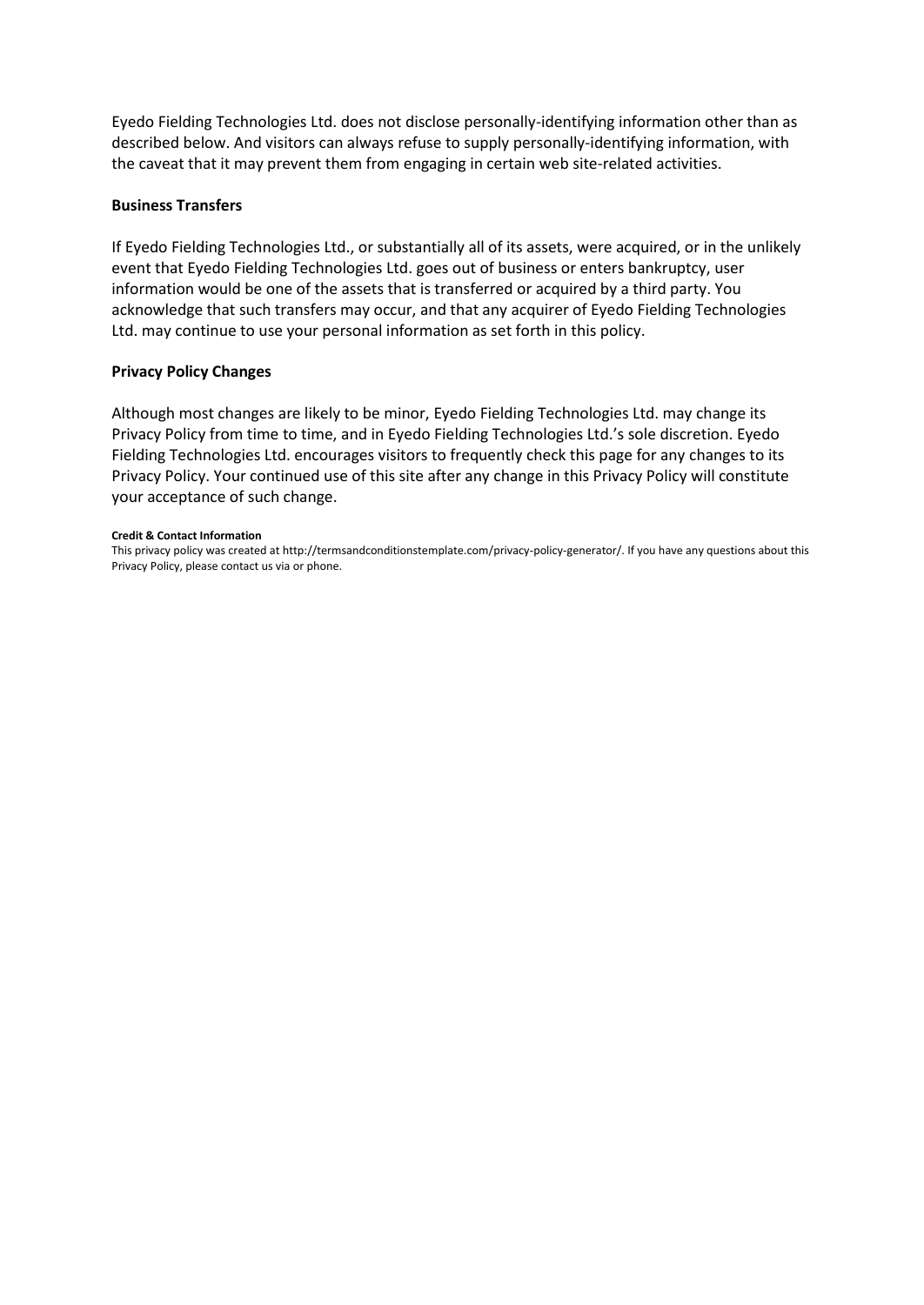Eyedo Fielding Technologies Ltd. does not disclose personally-identifying information other than as described below. And visitors can always refuse to supply personally-identifying information, with the caveat that it may prevent them from engaging in certain web site-related activities.

**Business Transfers**

If Eyedo Fielding Technologies Ltd., or substantially all of its assets, were acquired, or in the unlikely event that Eyedo Fielding Technologies Ltd. goes out of business or enters bankruptcy, user information would be one of the assets that is transferred or acquired by a third party. You acknowledge that such transfers may occur, and that any acquirer of Eyedo Fielding Technologies Ltd. may continue to use your personal information as set forth in this policy.

**Privacy Policy Changes**

Although most changes are likely to be minor, Eyedo Fielding Technologies Ltd. may change its Privacy Policy from time to time, and in Eyedo Fielding Technologies Ltd.'s sole discretion. Eyedo Fielding Technologies Ltd. encourages visitors to frequently check this page for any changes to its Privacy Policy. Your continued use of this site after any change in this Privacy Policy will constitute your acceptance of such change.

**Credit & Contact Information**

This privacy policy was created at http://termsandconditionstemplate.com/privacy-policy-generator/. If you have any questions about this Privacy Policy, please contact us via or phone.